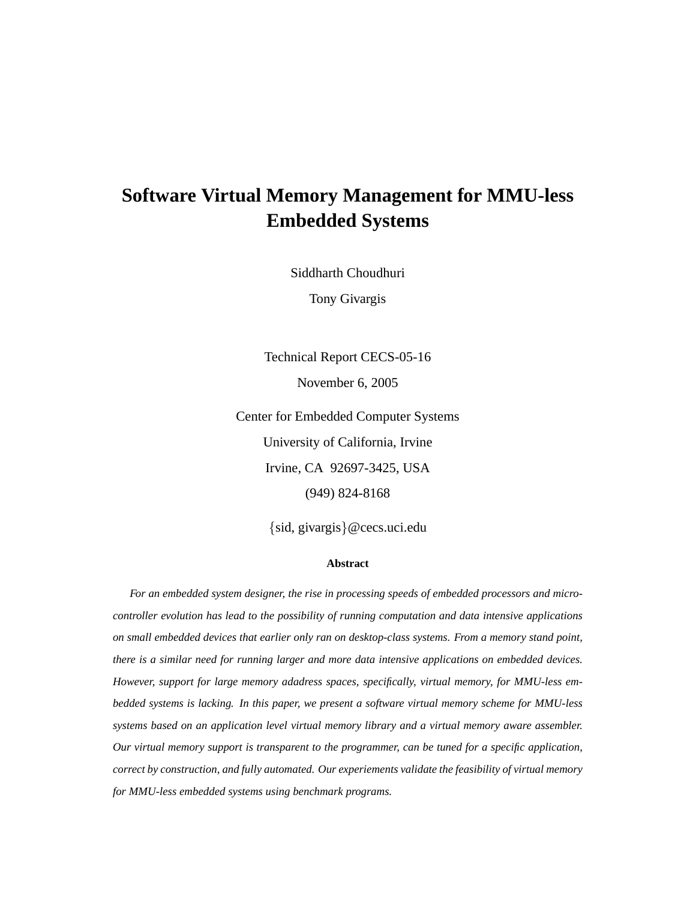# Software Virtual Memory Management for MMU-less Embedded Systems

Siddharth Choudhuri

Tony Givargis

Technical Report CECS-05-16

November 6, 2005

Center for Embedded Computer Systems

University of California, Irvine

Irvine, CA 92697-3425, USA

(949) 824-8168

{sid, givargis}@cecs.uci.edu

**Abstract**

*For an embedded system designer, the rise in processing speeds of embedded processors and microcontroller evolution has lead to the possibility of running computation and data intensive applications on small embedded devices that earlier only ran on desktop-class systems. From a memory stand point, there is a similar need for running larger and more data intensive applications on embedded devices. However, support for large memory adadress spaces, specifically, virtual memory, for MMU-less embedded systems is lacking. In this paper, we present a software virtual memory scheme for MMU-less systems based on an application level virtual memory library and a virtual memory aware assembler. Our virtual memory support is transparent to the programmer, can be tuned for a specific application, correct by construction, and fully automated. Our experiements validate the feasibility of virtual memory for MMU-less embedded systems using benchmark programs.*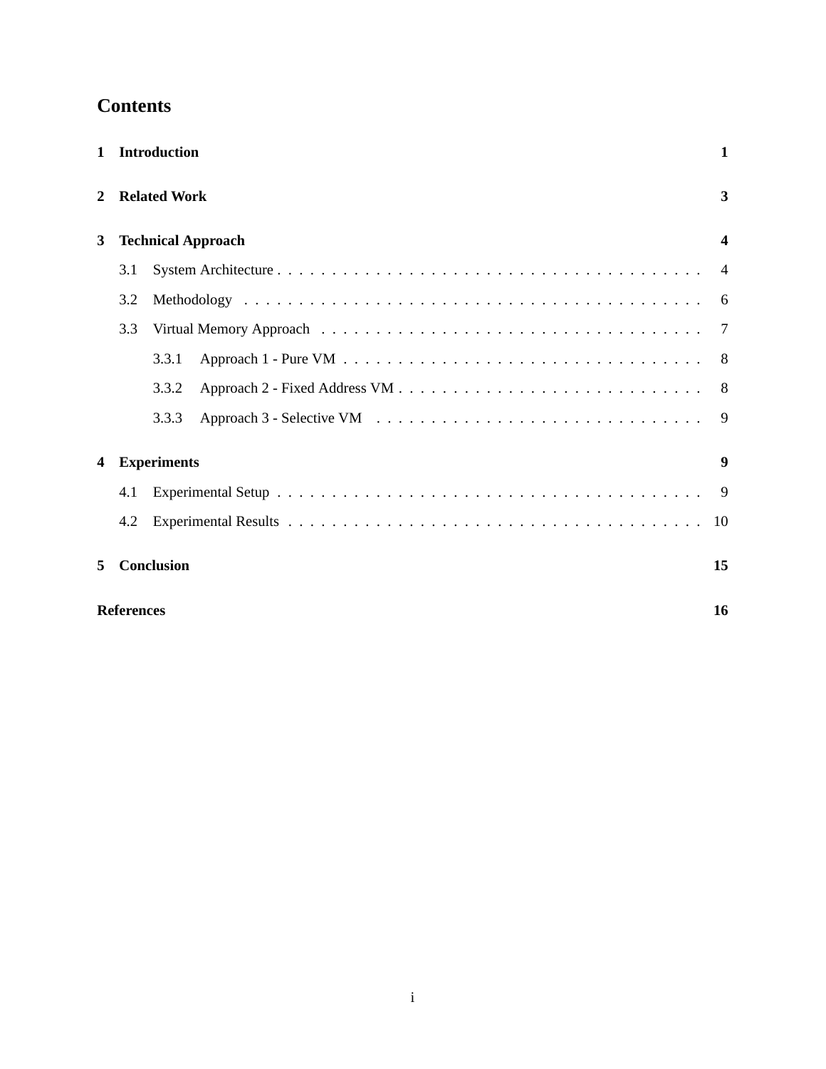# Contents

**1 Introduction** **1**

**2 Related Work** **3**

**3 Technical Approach** **4**

- 3.1 System Architecture . . . . . . . . . . . . . . . . . . . . . . . . . . . . . . . . . . . . . . 4
- 3.2 Methodology . . . . . . . . . . . . . . . . . . . . . . . . . . . . . . . . . . . . . . . . . . 6
- 3.3 Virtual Memory Approach . . . . . . . . . . . . . . . . . . . . . . . . . . . . . . . . . . 7
  - 3.3.1 Approach 1 - Pure VM . . . . . . . . . . . . . . . . . . . . . . . . . . . . . . . . 8
  - 3.3.2 Approach 2 - Fixed Address VM . . . . . . . . . . . . . . . . . . . . . . . . . . . 8
  - 3.3.3 Approach 3 - Selective VM . . . . . . . . . . . . . . . . . . . . . . . . . . . . . . 9

**4 Experiments** **9**

- 4.1 Experimental Setup . . . . . . . . . . . . . . . . . . . . . . . . . . . . . . . . . . . . . . 9
- 4.2 Experimental Results . . . . . . . . . . . . . . . . . . . . . . . . . . . . . . . . . . . . . 10

**5 Conclusion** **15**

**References** **16**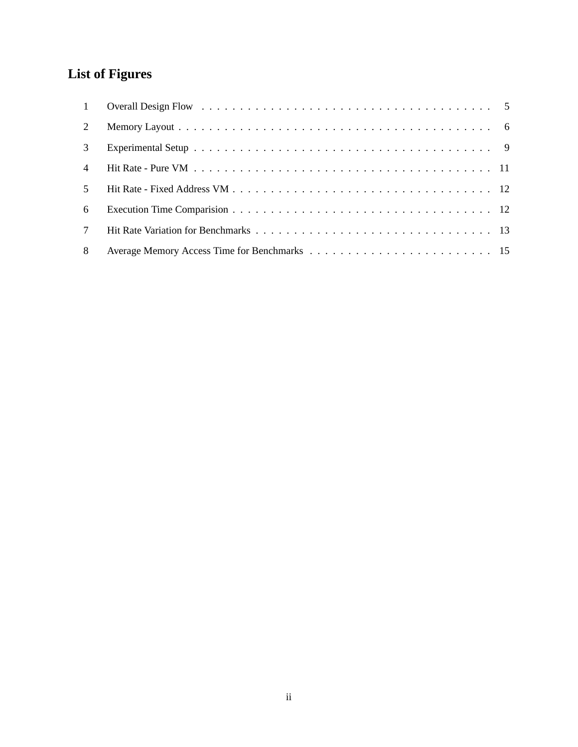## List of Figures

| | | |
|---|---|---|
| 1 | Overall Design Flow | 5 |
| 2 | Memory Layout | 6 |
| 3 | Experimental Setup | 9 |
| 4 | Hit Rate - Pure VM | 11 |
| 5 | Hit Rate - Fixed Address VM | 12 |
| 6 | Execution Time Comparision | 12 |
| 7 | Hit Rate Variation for Benchmarks | 13 |
| 8 | Average Memory Access Time for Benchmarks | 15 |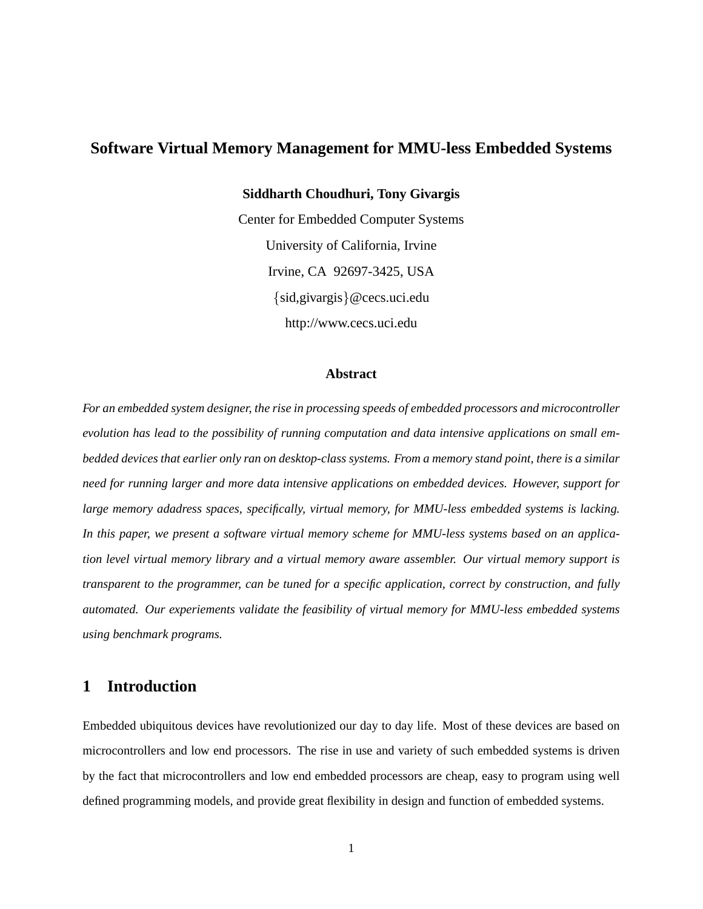# Software Virtual Memory Management for MMU-less Embedded Systems

**Siddharth Choudhuri, Tony Givargis**

Center for Embedded Computer Systems

University of California, Irvine

Irvine, CA 92697-3425, USA

{sid,givargis}@cecs.uci.edu

http://www.cecs.uci.edu

### Abstract

*For an embedded system designer, the rise in processing speeds of embedded processors and microcontroller evolution has lead to the possibility of running computation and data intensive applications on small embedded devices that earlier only ran on desktop-class systems. From a memory stand point, there is a similar need for running larger and more data intensive applications on embedded devices. However, support for large memory adadress spaces, specifically, virtual memory, for MMU-less embedded systems is lacking. In this paper, we present a software virtual memory scheme for MMU-less systems based on an application level virtual memory library and a virtual memory aware assembler. Our virtual memory support is transparent to the programmer, can be tuned for a specific application, correct by construction, and fully automated. Our experiements validate the feasibility of virtual memory for MMU-less embedded systems using benchmark programs.*

## 1 Introduction

Embedded ubiquitous devices have revolutionized our day to day life. Most of these devices are based on microcontrollers and low end processors. The rise in use and variety of such embedded systems is driven by the fact that microcontrollers and low end embedded processors are cheap, easy to program using well defined programming models, and provide great flexibility in design and function of embedded systems.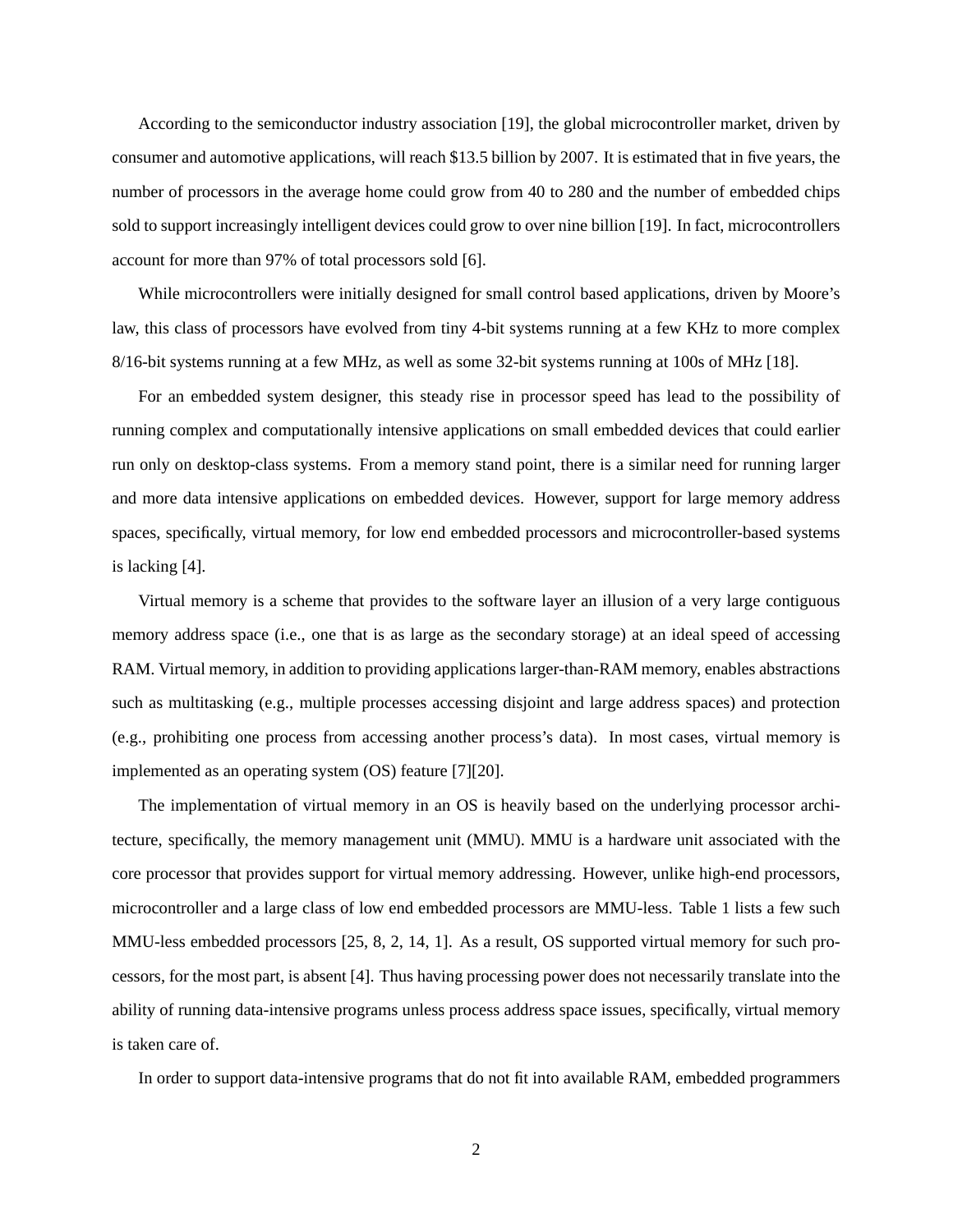According to the semiconductor industry association [19], the global microcontroller market, driven by consumer and automotive applications, will reach $13.5 billion by 2007. It is estimated that in five years, the number of processors in the average home could grow from 40 to 280 and the number of embedded chips sold to support increasingly intelligent devices could grow to over nine billion [19]. In fact, microcontrollers account for more than 97% of total processors sold [6].

While microcontrollers were initially designed for small control based applications, driven by Moore's law, this class of processors have evolved from tiny 4-bit systems running at a few KHz to more complex 8/16-bit systems running at a few MHz, as well as some 32-bit systems running at 100s of MHz [18].

For an embedded system designer, this steady rise in processor speed has lead to the possibility of running complex and computationally intensive applications on small embedded devices that could earlier run only on desktop-class systems. From a memory stand point, there is a similar need for running larger and more data intensive applications on embedded devices. However, support for large memory address spaces, specifically, virtual memory, for low end embedded processors and microcontroller-based systems is lacking [4].

Virtual memory is a scheme that provides to the software layer an illusion of a very large contiguous memory address space (i.e., one that is as large as the secondary storage) at an ideal speed of accessing RAM. Virtual memory, in addition to providing applications larger-than-RAM memory, enables abstractions such as multitasking (e.g., multiple processes accessing disjoint and large address spaces) and protection (e.g., prohibiting one process from accessing another process's data). In most cases, virtual memory is implemented as an operating system (OS) feature [7][20].

The implementation of virtual memory in an OS is heavily based on the underlying processor architecture, specifically, the memory management unit (MMU). MMU is a hardware unit associated with the core processor that provides support for virtual memory addressing. However, unlike high-end processors, microcontroller and a large class of low end embedded processors are MMU-less. Table 1 lists a few such MMU-less embedded processors [25, 8, 2, 14, 1]. As a result, OS supported virtual memory for such processors, for the most part, is absent [4]. Thus having processing power does not necessarily translate into the ability of running data-intensive programs unless process address space issues, specifically, virtual memory is taken care of.

In order to support data-intensive programs that do not fit into available RAM, embedded programmers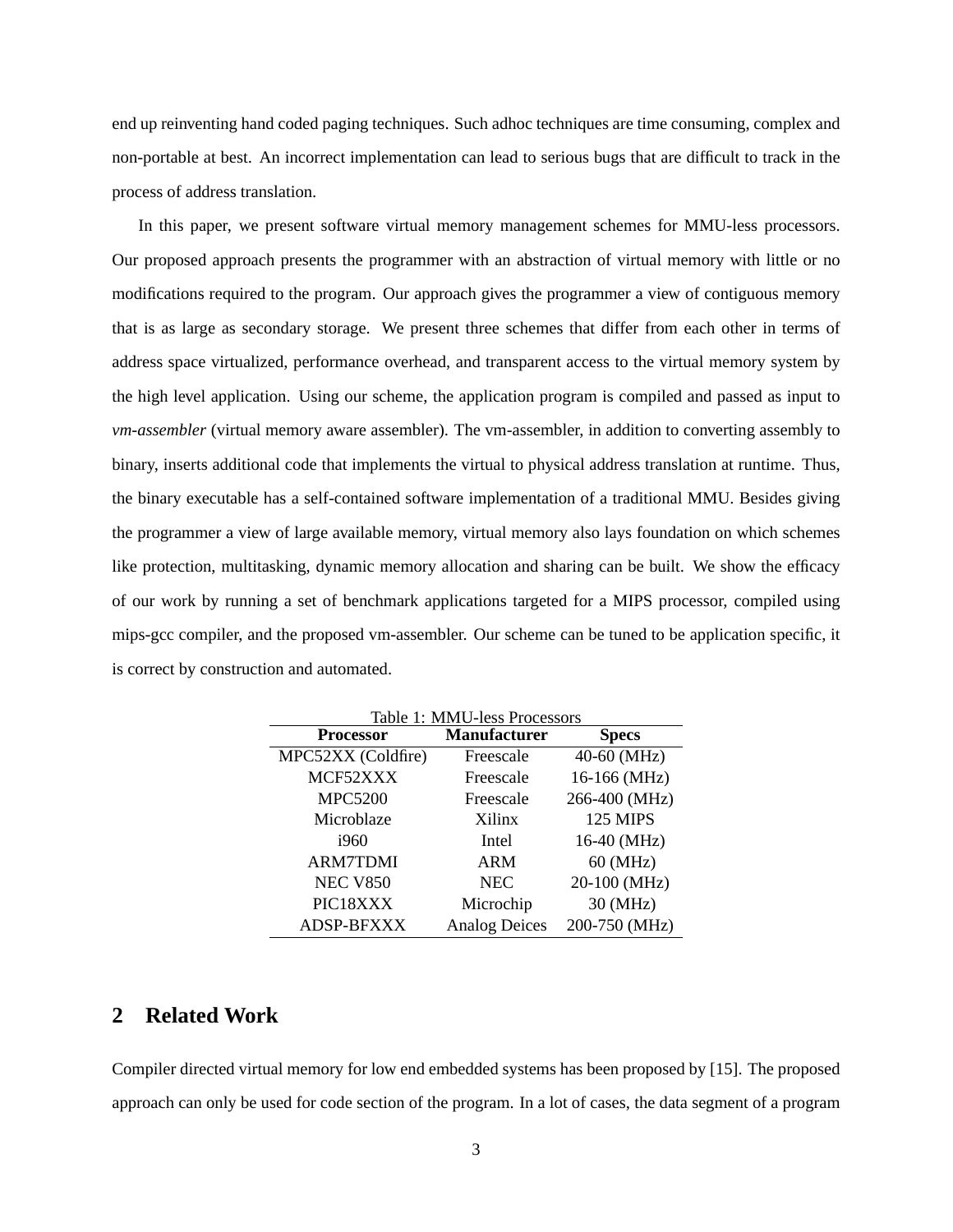end up reinventing hand coded paging techniques. Such adhoc techniques are time consuming, complex and non-portable at best. An incorrect implementation can lead to serious bugs that are difficult to track in the process of address translation.

In this paper, we present software virtual memory management schemes for MMU-less processors. Our proposed approach presents the programmer with an abstraction of virtual memory with little or no modifications required to the program. Our approach gives the programmer a view of contiguous memory that is as large as secondary storage. We present three schemes that differ from each other in terms of address space virtualized, performance overhead, and transparent access to the virtual memory system by the high level application. Using our scheme, the application program is compiled and passed as input to *vm-assembler* (virtual memory aware assembler). The vm-assembler, in addition to converting assembly to binary, inserts additional code that implements the virtual to physical address translation at runtime. Thus, the binary executable has a self-contained software implementation of a traditional MMU. Besides giving the programmer a view of large available memory, virtual memory also lays foundation on which schemes like protection, multitasking, dynamic memory allocation and sharing can be built. We show the efficacy of our work by running a set of benchmark applications targeted for a MIPS processor, compiled using mips-gcc compiler, and the proposed vm-assembler. Our scheme can be tuned to be application specific, it is correct by construction and automated.

Table 1: MMU-less Processors

| Processor | Manufacturer | Specs |
|---|---|---|
| MPC52XX (Coldfire) | Freescale | 40-60 (MHz) |
| MCF52XXX | Freescale | 16-166 (MHz) |
| MPC5200 | Freescale | 266-400 (MHz) |
| Microblaze | Xilinx | 125 MIPS |
| i960 | Intel | 16-40 (MHz) |
| ARM7TDMI | ARM | 60 (MHz) |
| NEC V850 | NEC | 20-100 (MHz) |
| PIC18XXX | Microchip | 30 (MHz) |
| ADSP-BFXXX | Analog Deices | 200-750 (MHz) |

## 2 Related Work

Compiler directed virtual memory for low end embedded systems has been proposed by [15]. The proposed approach can only be used for code section of the program. In a lot of cases, the data segment of a program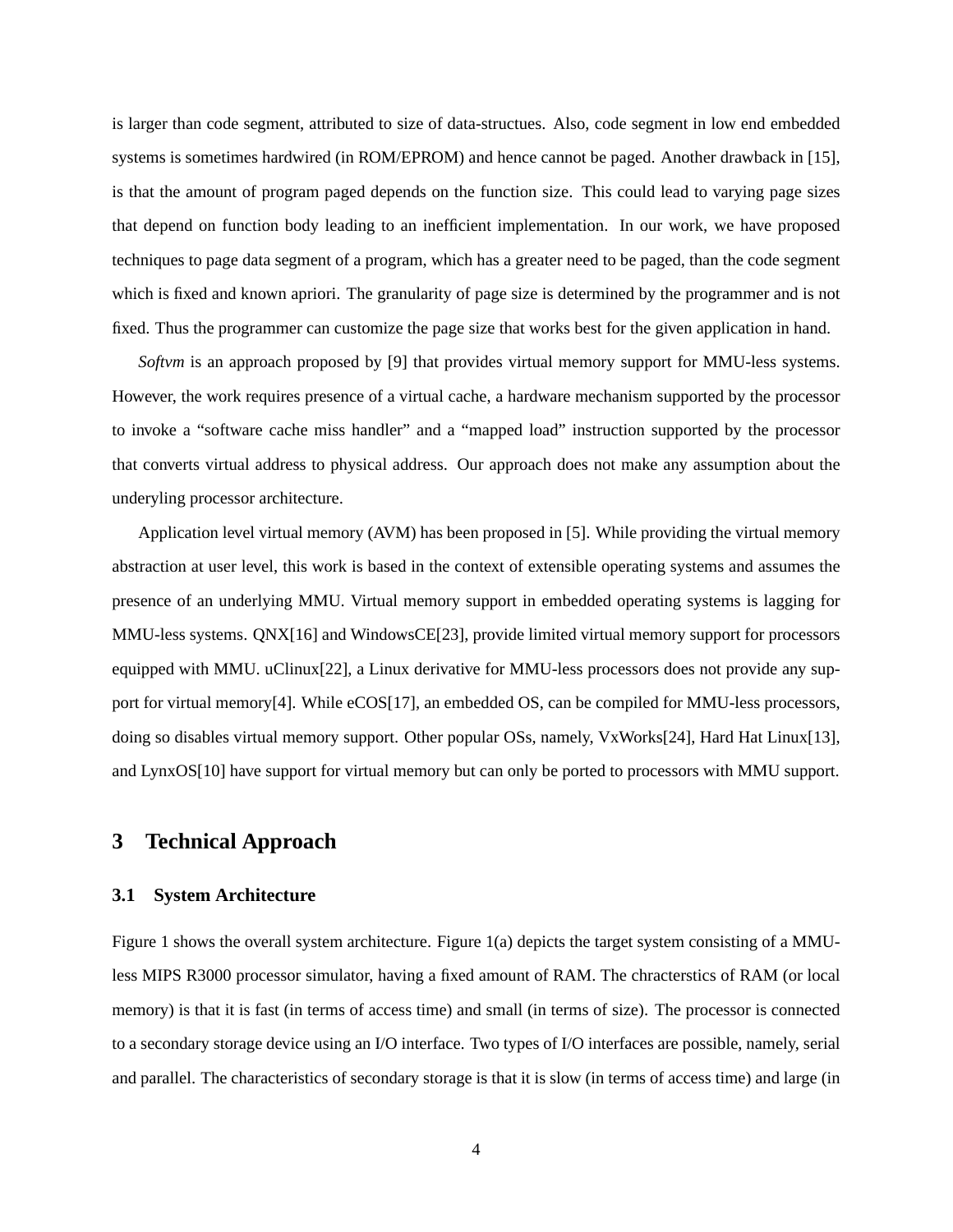is larger than code segment, attributed to size of data-structues. Also, code segment in low end embedded systems is sometimes hardwired (in ROM/EPROM) and hence cannot be paged. Another drawback in [15], is that the amount of program paged depends on the function size. This could lead to varying page sizes that depend on function body leading to an inefficient implementation. In our work, we have proposed techniques to page data segment of a program, which has a greater need to be paged, than the code segment which is fixed and known apriori. The granularity of page size is determined by the programmer and is not fixed. Thus the programmer can customize the page size that works best for the given application in hand.

*Softvm* is an approach proposed by [9] that provides virtual memory support for MMU-less systems. However, the work requires presence of a virtual cache, a hardware mechanism supported by the processor to invoke a "software cache miss handler" and a "mapped load" instruction supported by the processor that converts virtual address to physical address. Our approach does not make any assumption about the underyling processor architecture.

Application level virtual memory (AVM) has been proposed in [5]. While providing the virtual memory abstraction at user level, this work is based in the context of extensible operating systems and assumes the presence of an underlying MMU. Virtual memory support in embedded operating systems is lagging for MMU-less systems. QNX[16] and WindowsCE[23], provide limited virtual memory support for processors equipped with MMU. uClinux[22], a Linux derivative for MMU-less processors does not provide any support for virtual memory[4]. While eCOS[17], an embedded OS, can be compiled for MMU-less processors, doing so disables virtual memory support. Other popular OSs, namely, VxWorks[24], Hard Hat Linux[13], and LynxOS[10] have support for virtual memory but can only be ported to processors with MMU support.

## 3 Technical Approach

### 3.1 System Architecture

Figure 1 shows the overall system architecture. Figure 1(a) depicts the target system consisting of a MMU-less MIPS R3000 processor simulator, having a fixed amount of RAM. The chracterstics of RAM (or local memory) is that it is fast (in terms of access time) and small (in terms of size). The processor is connected to a secondary storage device using an I/O interface. Two types of I/O interfaces are possible, namely, serial and parallel. The characteristics of secondary storage is that it is slow (in terms of access time) and large (in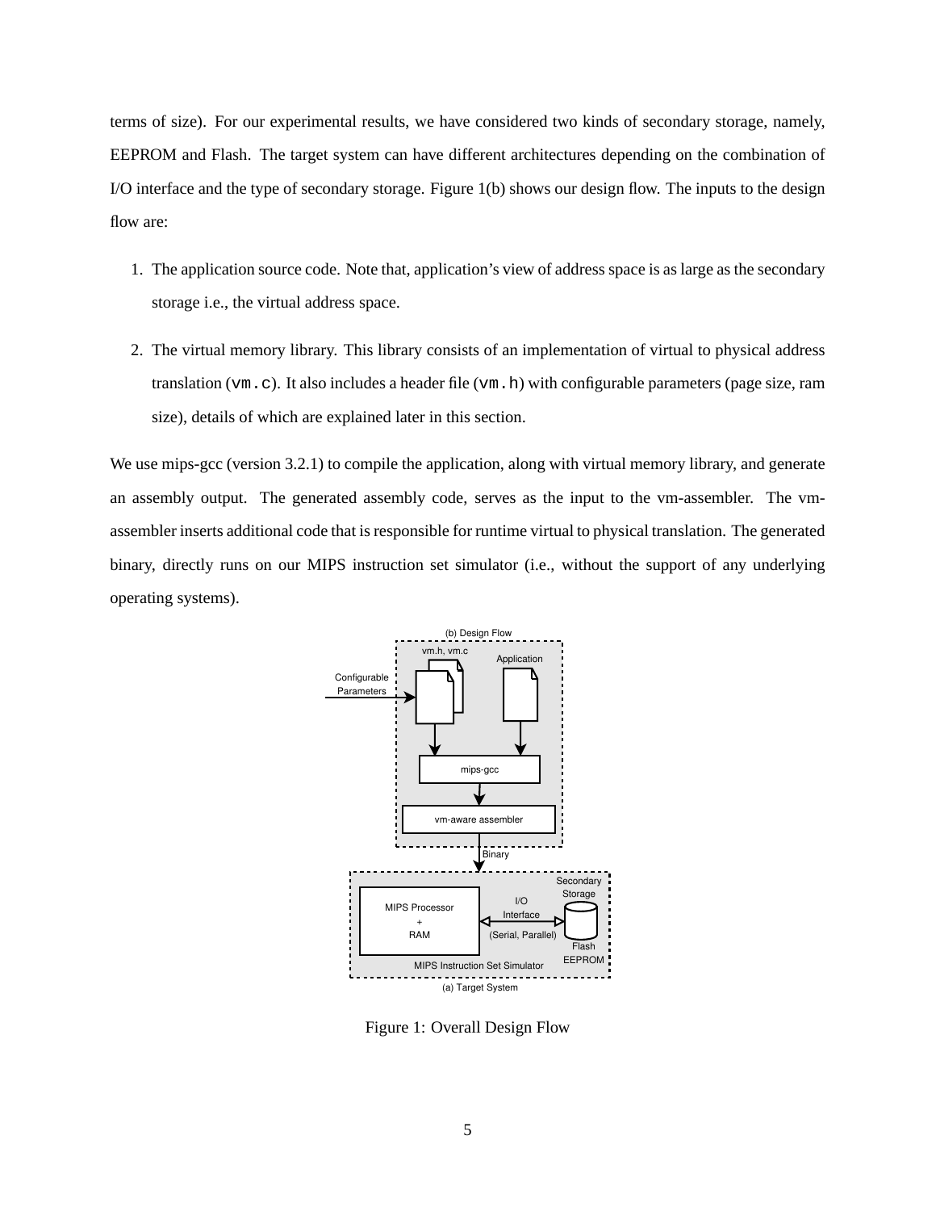terms of size). For our experimental results, we have considered two kinds of secondary storage, namely, EEPROM and Flash. The target system can have different architectures depending on the combination of I/O interface and the type of secondary storage. Figure 1(b) shows our design flow. The inputs to the design flow are:

1. The application source code. Note that, application's view of address space is as large as the secondary storage i.e., the virtual address space.

2. The virtual memory library. This library consists of an implementation of virtual to physical address translation (`vm.c`). It also includes a header file (`vm.h`) with configurable parameters (page size, ram size), details of which are explained later in this section.

We use mips-gcc (version 3.2.1) to compile the application, along with virtual memory library, and generate an assembly output. The generated assembly code, serves as the input to the vm-assembler. The vm-assembler inserts additional code that is responsible for runtime virtual to physical translation. The generated binary, directly runs on our MIPS instruction set simulator (i.e., without the support of any underlying operating systems).

Figure 1: Overall Design Flow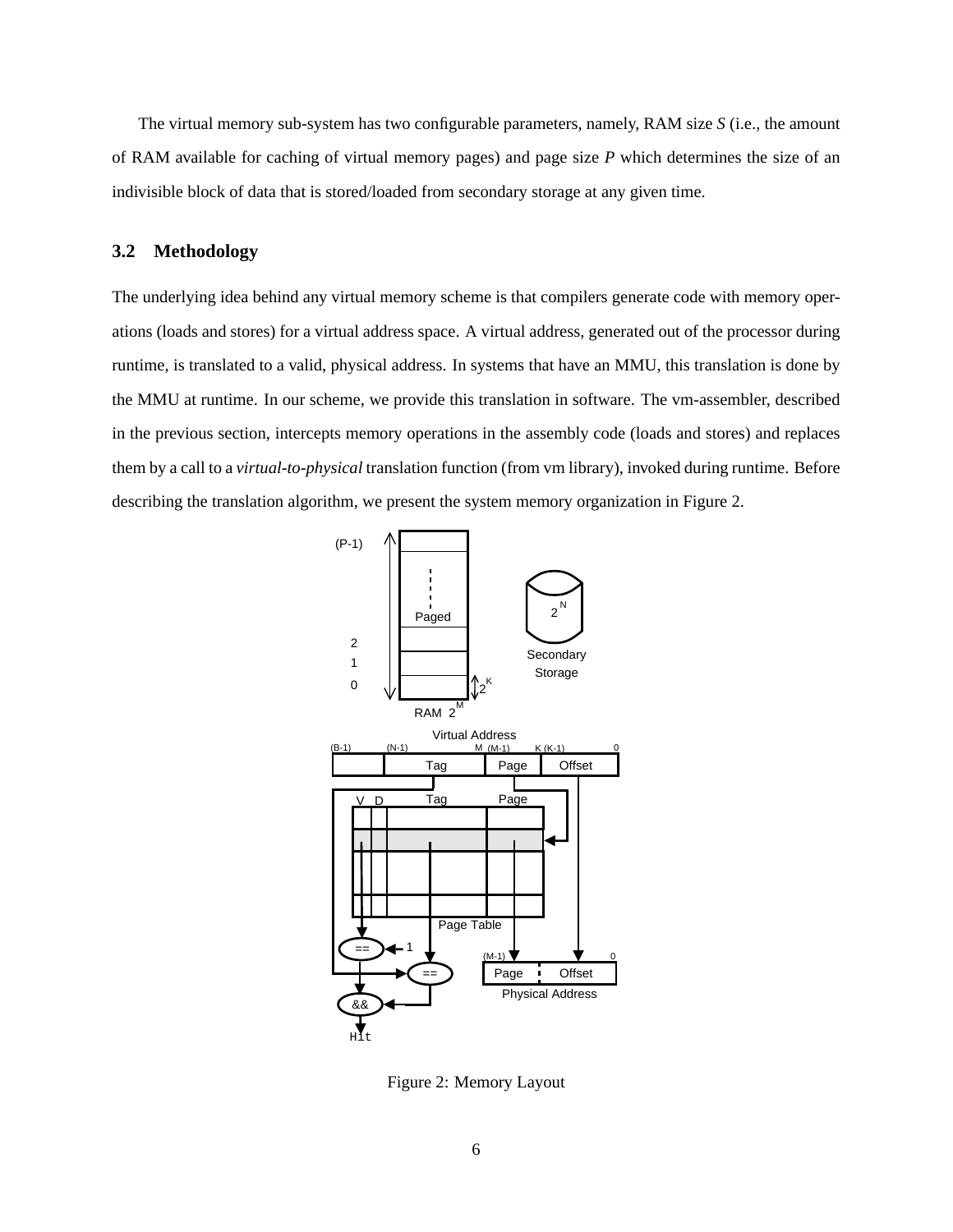The virtual memory sub-system has two configurable parameters, namely, RAM size *S* (i.e., the amount of RAM available for caching of virtual memory pages) and page size *P* which determines the size of an indivisible block of data that is stored/loaded from secondary storage at any given time.

### 3.2 Methodology

The underlying idea behind any virtual memory scheme is that compilers generate code with memory operations (loads and stores) for a virtual address space. A virtual address, generated out of the processor during runtime, is translated to a valid, physical address. In systems that have an MMU, this translation is done by the MMU at runtime. In our scheme, we provide this translation in software. The vm-assembler, described in the previous section, intercepts memory operations in the assembly code (loads and stores) and replaces them by a call to a *virtual-to-physical* translation function (from vm library), invoked during runtime. Before describing the translation algorithm, we present the system memory organization in Figure 2.

Figure 2: Memory Layout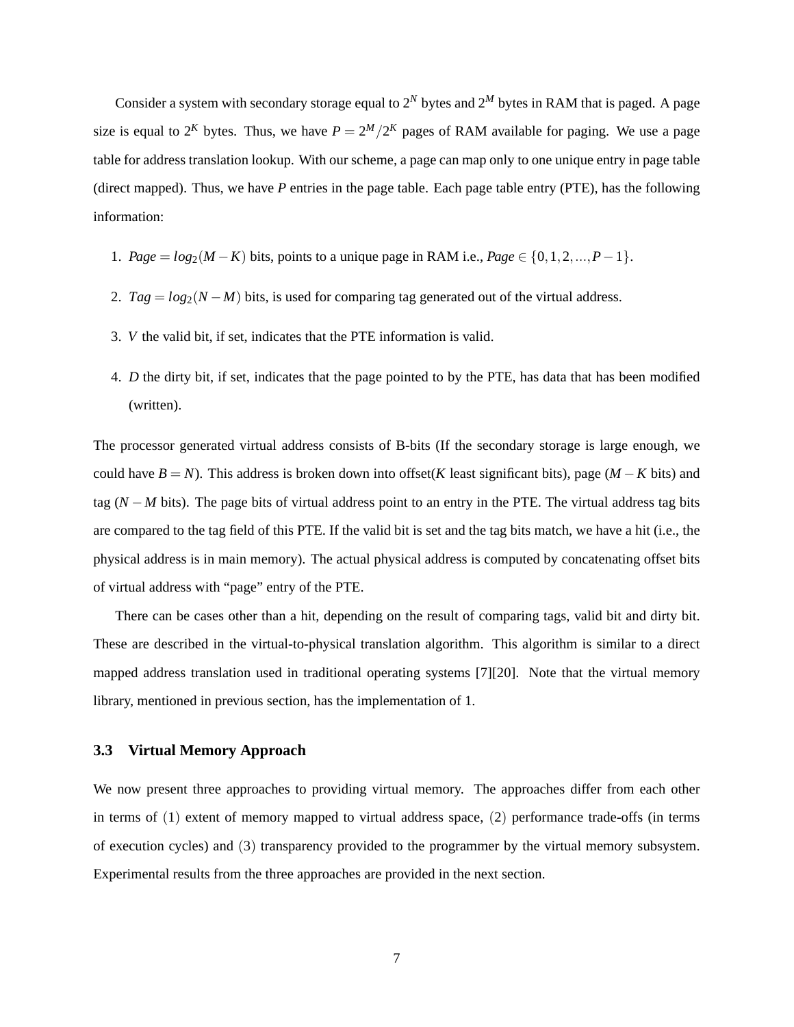Consider a system with secondary storage equal to $2^N$ bytes and $2^M$ bytes in RAM that is paged. A page size is equal to $2^K$ bytes. Thus, we have $P = 2^M/2^K$ pages of RAM available for paging. We use a page table for address translation lookup. With our scheme, a page can map only to one unique entry in page table (direct mapped). Thus, we have $P$ entries in the page table. Each page table entry (PTE), has the following information:

1. $Page = log_2(M-K)$ bits, points to a unique page in RAM i.e., $Page \in \{0, 1, 2, ..., P-1\}$.
2. $Tag = log_2(N-M)$ bits, is used for comparing tag generated out of the virtual address.
3. $V$ the valid bit, if set, indicates that the PTE information is valid.
4. $D$ the dirty bit, if set, indicates that the page pointed to by the PTE, has data that has been modified (written).

The processor generated virtual address consists of B-bits (If the secondary storage is large enough, we could have $B = N$). This address is broken down into offset($K$ least significant bits), page ($M-K$ bits) and tag ($N-M$ bits). The page bits of virtual address point to an entry in the PTE. The virtual address tag bits are compared to the tag field of this PTE. If the valid bit is set and the tag bits match, we have a hit (i.e., the physical address is in main memory). The actual physical address is computed by concatenating offset bits of virtual address with "page" entry of the PTE.

There can be cases other than a hit, depending on the result of comparing tags, valid bit and dirty bit. These are described in the virtual-to-physical translation algorithm. This algorithm is similar to a direct mapped address translation used in traditional operating systems [7][20]. Note that the virtual memory library, mentioned in previous section, has the implementation of 1.

### 3.3 Virtual Memory Approach

We now present three approaches to providing virtual memory. The approaches differ from each other in terms of (1) extent of memory mapped to virtual address space, (2) performance trade-offs (in terms of execution cycles) and (3) transparency provided to the programmer by the virtual memory subsystem. Experimental results from the three approaches are provided in the next section.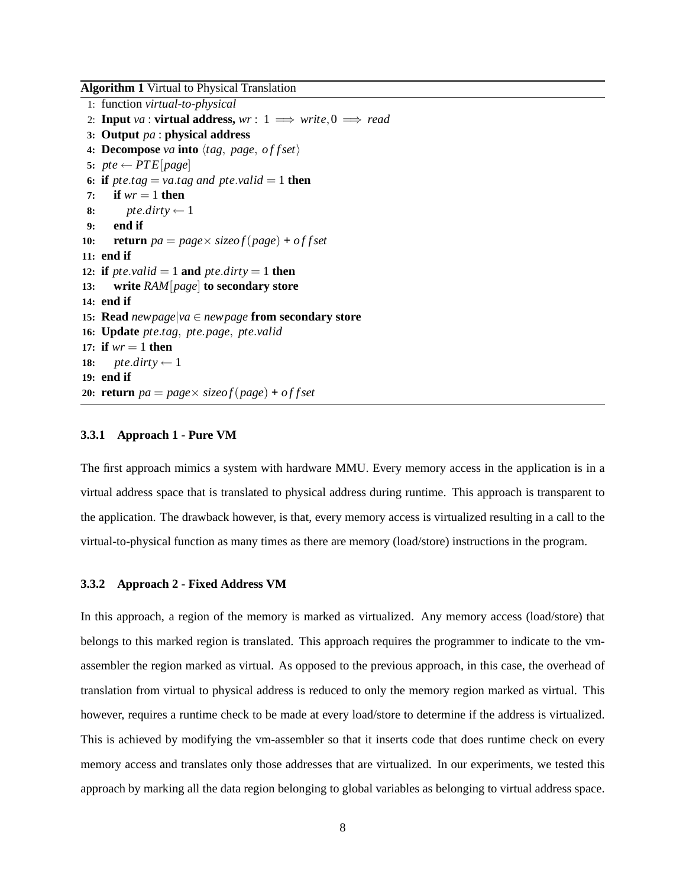**Algorithm 1** Virtual to Physical Translation

```
1: function virtual-to-physical
2: Input va : virtual address, wr : 1 ⟹ write, 0 ⟹ read
3: Output pa : physical address
4: Decompose va into ⟨tag, page, offset⟩
5: pte ← PTE[page]
6: if pte.tag = va.tag and pte.valid = 1 then
7:     if wr = 1 then
8:         pte.dirty ← 1
9:     end if
10:    return pa = page × sizeof(page) + offset
11: end if
12: if pte.valid = 1 and pte.dirty = 1 then
13:    write RAM[page] to secondary store
14: end if
15: Read newpage|va ∈ newpage from secondary store
16: Update pte.tag, pte.page, pte.valid
17: if wr = 1 then
18:    pte.dirty ← 1
19: end if
20: return pa = page × sizeof(page) + offset
```

### 3.3.1 Approach 1 - Pure VM

The first approach mimics a system with hardware MMU. Every memory access in the application is in a virtual address space that is translated to physical address during runtime. This approach is transparent to the application. The drawback however, is that, every memory access is virtualized resulting in a call to the virtual-to-physical function as many times as there are memory (load/store) instructions in the program.

### 3.3.2 Approach 2 - Fixed Address VM

In this approach, a region of the memory is marked as virtualized. Any memory access (load/store) that belongs to this marked region is translated. This approach requires the programmer to indicate to the vm-assembler the region marked as virtual. As opposed to the previous approach, in this case, the overhead of translation from virtual to physical address is reduced to only the memory region marked as virtual. This however, requires a runtime check to be made at every load/store to determine if the address is virtualized. This is achieved by modifying the vm-assembler so that it inserts code that does runtime check on every memory access and translates only those addresses that are virtualized. In our experiments, we tested this approach by marking all the data region belonging to global variables as belonging to virtual address space.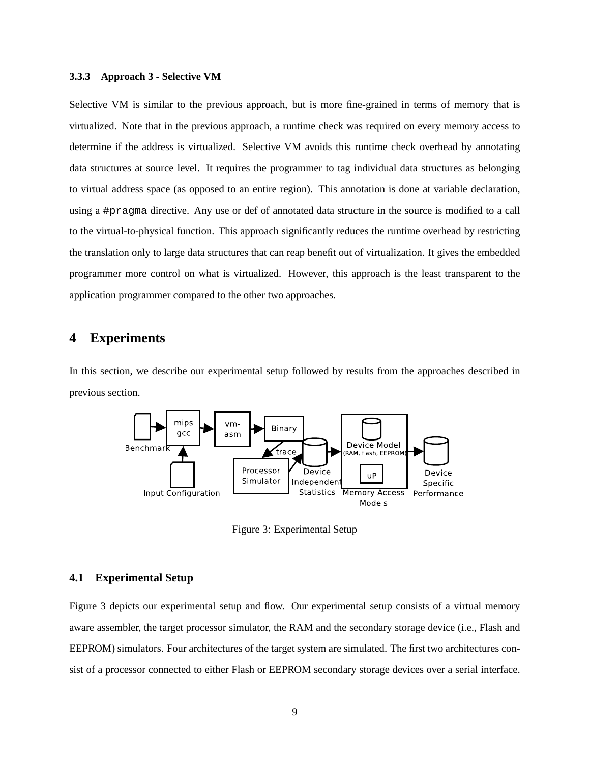#### 3.3.3 Approach 3 - Selective VM

Selective VM is similar to the previous approach, but is more fine-grained in terms of memory that is virtualized. Note that in the previous approach, a runtime check was required on every memory access to determine if the address is virtualized. Selective VM avoids this runtime check overhead by annotating data structures at source level. It requires the programmer to tag individual data structures as belonging to virtual address space (as opposed to an entire region). This annotation is done at variable declaration, using a `#pragma` directive. Any use or def of annotated data structure in the source is modified to a call to the virtual-to-physical function. This approach significantly reduces the runtime overhead by restricting the translation only to large data structures that can reap benefit out of virtualization. It gives the embedded programmer more control on what is virtualized. However, this approach is the least transparent to the application programmer compared to the other two approaches.

## 4 Experiments

In this section, we describe our experimental setup followed by results from the approaches described in previous section.

Figure 3: Experimental Setup

### 4.1 Experimental Setup

Figure 3 depicts our experimental setup and flow. Our experimental setup consists of a virtual memory aware assembler, the target processor simulator, the RAM and the secondary storage device (i.e., Flash and EEPROM) simulators. Four architectures of the target system are simulated. The first two architectures consist of a processor connected to either Flash or EEPROM secondary storage devices over a serial interface.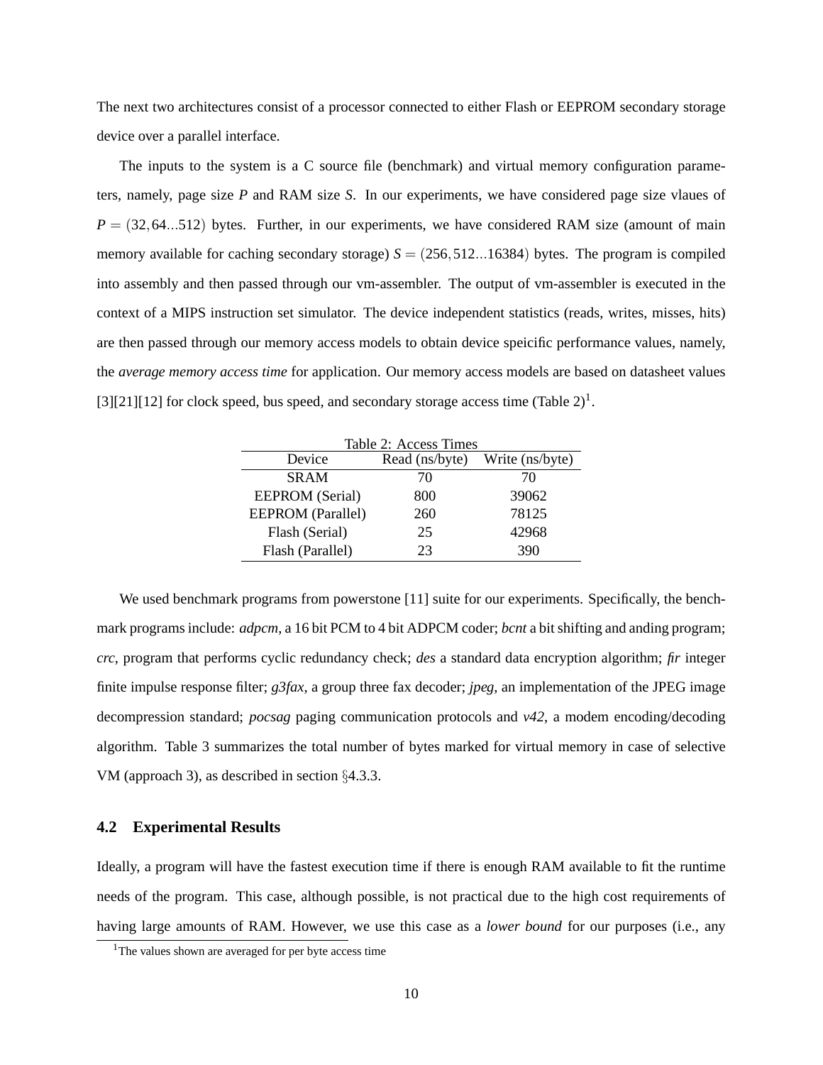The next two architectures consist of a processor connected to either Flash or EEPROM secondary storage device over a parallel interface.

The inputs to the system is a C source file (benchmark) and virtual memory configuration parameters, namely, page size $P$ and RAM size $S$. In our experiments, we have considered page size vlaues of $P = (32, 64...512)$ bytes. Further, in our experiments, we have considered RAM size (amount of main memory available for caching secondary storage) $S = (256, 512...16384)$ bytes. The program is compiled into assembly and then passed through our vm-assembler. The output of vm-assembler is executed in the context of a MIPS instruction set simulator. The device independent statistics (reads, writes, misses, hits) are then passed through our memory access models to obtain device speicific performance values, namely, the *average memory access time* for application. Our memory access models are based on datasheet values [3][21][12] for clock speed, bus speed, and secondary storage access time (Table 2)[1].

Table 2: Access Times

| Device | Read (ns/byte) | Write (ns/byte) |
|---|---|---|
| SRAM | 70 | 70 |
| EEPROM (Serial) | 800 | 39062 |
| EEPROM (Parallel) | 260 | 78125 |
| Flash (Serial) | 25 | 42968 |
| Flash (Parallel) | 23 | 390 |

We used benchmark programs from powerstone [11] suite for our experiments. Specifically, the benchmark programs include: *adpcm*, a 16 bit PCM to 4 bit ADPCM coder; *bcnt* a bit shifting and anding program; *crc*, program that performs cyclic redundancy check; *des* a standard data encryption algorithm; *fir* integer finite impulse response filter; *g3fax*, a group three fax decoder; *jpeg*, an implementation of the JPEG image decompression standard; *pocsag* paging communication protocols and *v42*, a modem encoding/decoding algorithm. Table 3 summarizes the total number of bytes marked for virtual memory in case of selective VM (approach 3), as described in section §4.3.3.

## 4.2 Experimental Results

Ideally, a program will have the fastest execution time if there is enough RAM available to fit the runtime needs of the program. This case, although possible, is not practical due to the high cost requirements of having large amounts of RAM. However, we use this case as a *lower bound* for our purposes (i.e., any

[1] The values shown are averaged for per byte access time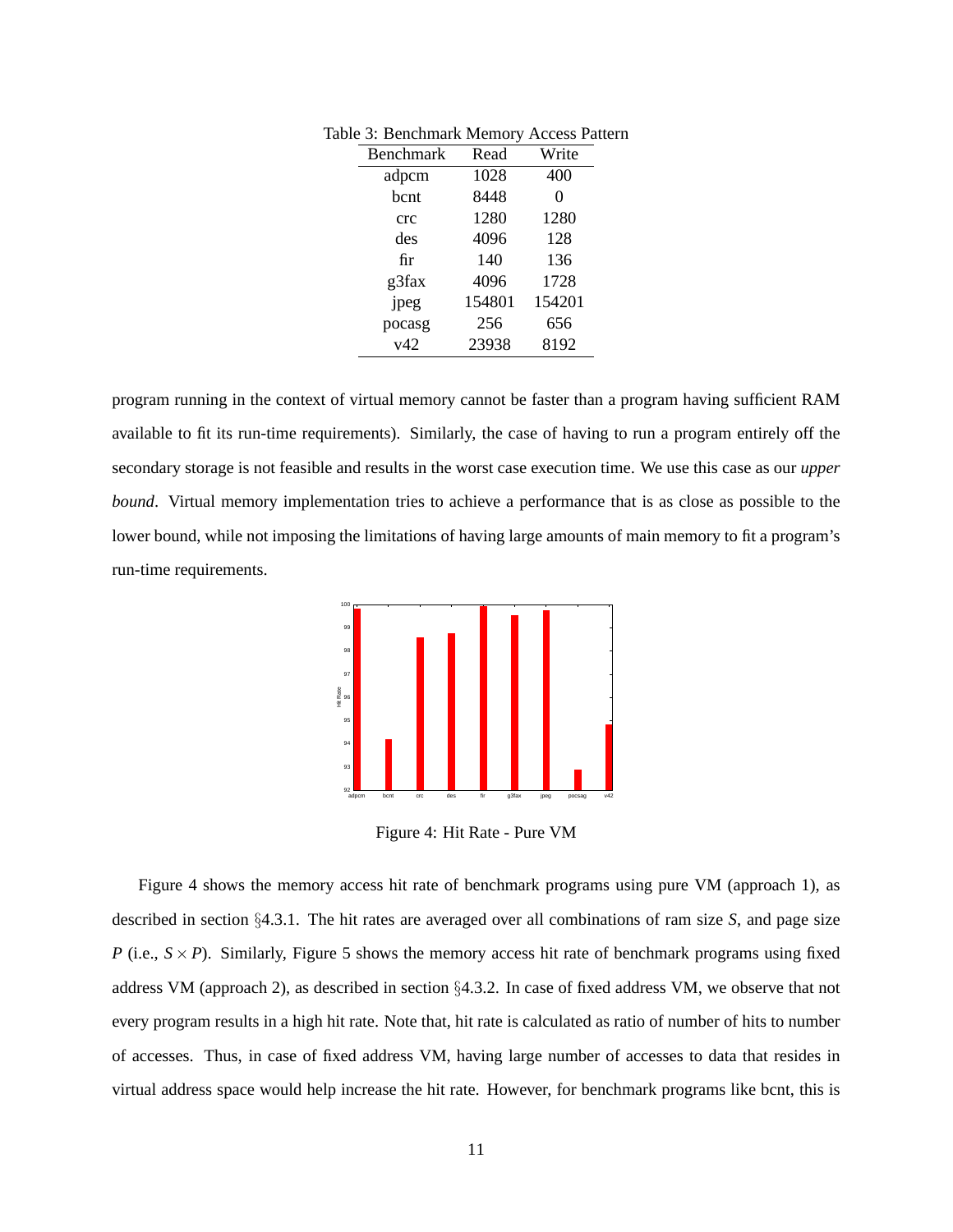Table 3: Benchmark Memory Access Pattern

| Benchmark | Read | Write |
|---|---|---|
| adpcm | 1028 | 400 |
| bcnt | 8448 | 0 |
| crc | 1280 | 1280 |
| des | 4096 | 128 |
| fir | 140 | 136 |
| g3fax | 4096 | 1728 |
| jpeg | 154801 | 154201 |
| pocasg | 256 | 656 |
| v42 | 23938 | 8192 |

program running in the context of virtual memory cannot be faster than a program having sufficient RAM available to fit its run-time requirements). Similarly, the case of having to run a program entirely off the secondary storage is not feasible and results in the worst case execution time. We use this case as our *upper bound*. Virtual memory implementation tries to achieve a performance that is as close as possible to the lower bound, while not imposing the limitations of having large amounts of main memory to fit a program's run-time requirements.

Figure 4: Hit Rate - Pure VM

Figure 4 shows the memory access hit rate of benchmark programs using pure VM (approach 1), as described in section §4.3.1. The hit rates are averaged over all combinations of ram size $S$, and page size $P$ (i.e., $S \times P$). Similarly, Figure 5 shows the memory access hit rate of benchmark programs using fixed address VM (approach 2), as described in section §4.3.2. In case of fixed address VM, we observe that not every program results in a high hit rate. Note that, hit rate is calculated as ratio of number of hits to number of accesses. Thus, in case of fixed address VM, having large number of accesses to data that resides in virtual address space would help increase the hit rate. However, for benchmark programs like bcnt, this is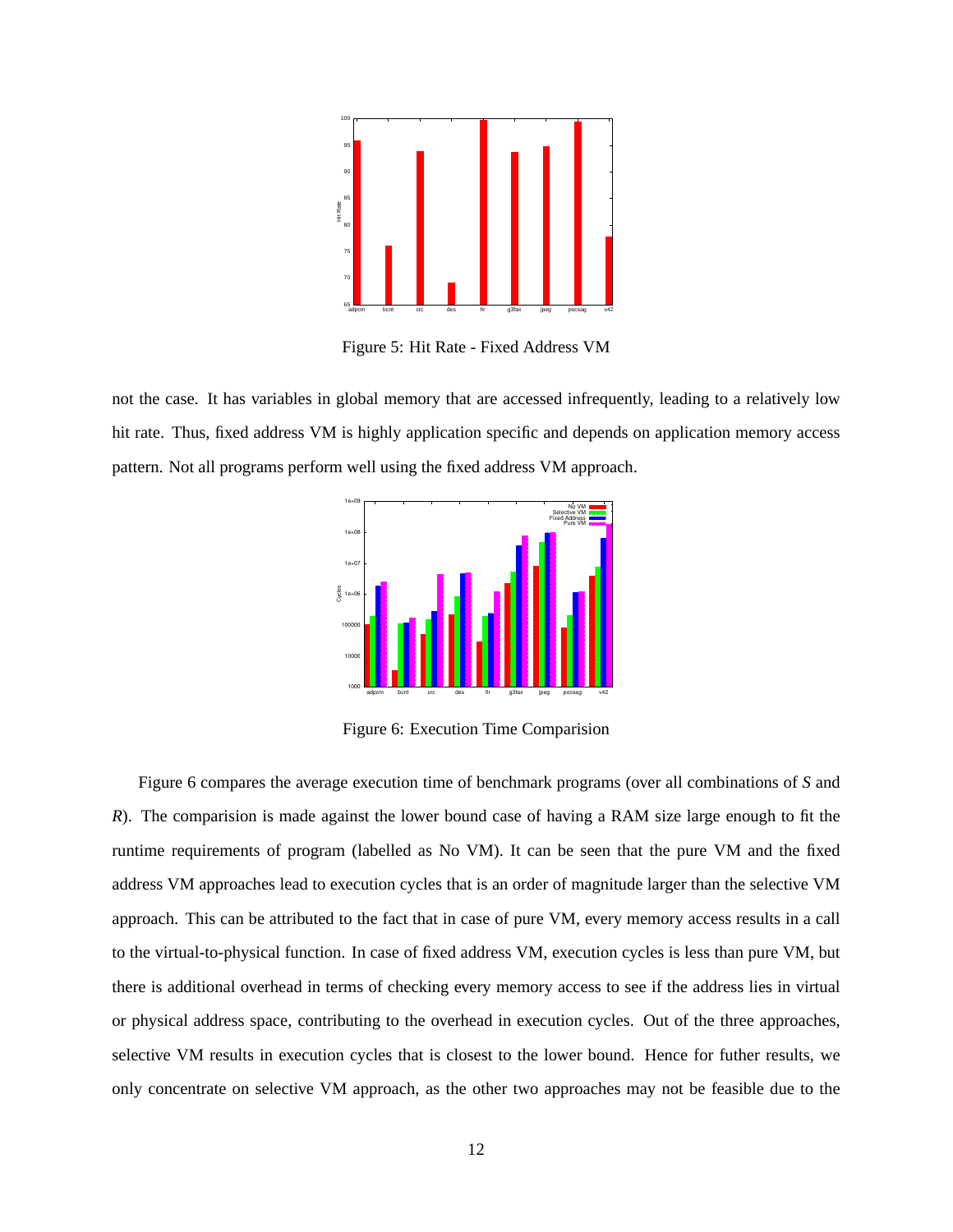Figure 5: Hit Rate - Fixed Address VM

not the case. It has variables in global memory that are accessed infrequently, leading to a relatively low hit rate. Thus, fixed address VM is highly application specific and depends on application memory access pattern. Not all programs perform well using the fixed address VM approach.

Figure 6: Execution Time Comparision

Figure 6 compares the average execution time of benchmark programs (over all combinations of *S* and *R*). The comparision is made against the lower bound case of having a RAM size large enough to fit the runtime requirements of program (labelled as No VM). It can be seen that the pure VM and the fixed address VM approaches lead to execution cycles that is an order of magnitude larger than the selective VM approach. This can be attributed to the fact that in case of pure VM, every memory access results in a call to the virtual-to-physical function. In case of fixed address VM, execution cycles is less than pure VM, but there is additional overhead in terms of checking every memory access to see if the address lies in virtual or physical address space, contributing to the overhead in execution cycles. Out of the three approaches, selective VM results in execution cycles that is closest to the lower bound. Hence for futher results, we only concentrate on selective VM approach, as the other two approaches may not be feasible due to the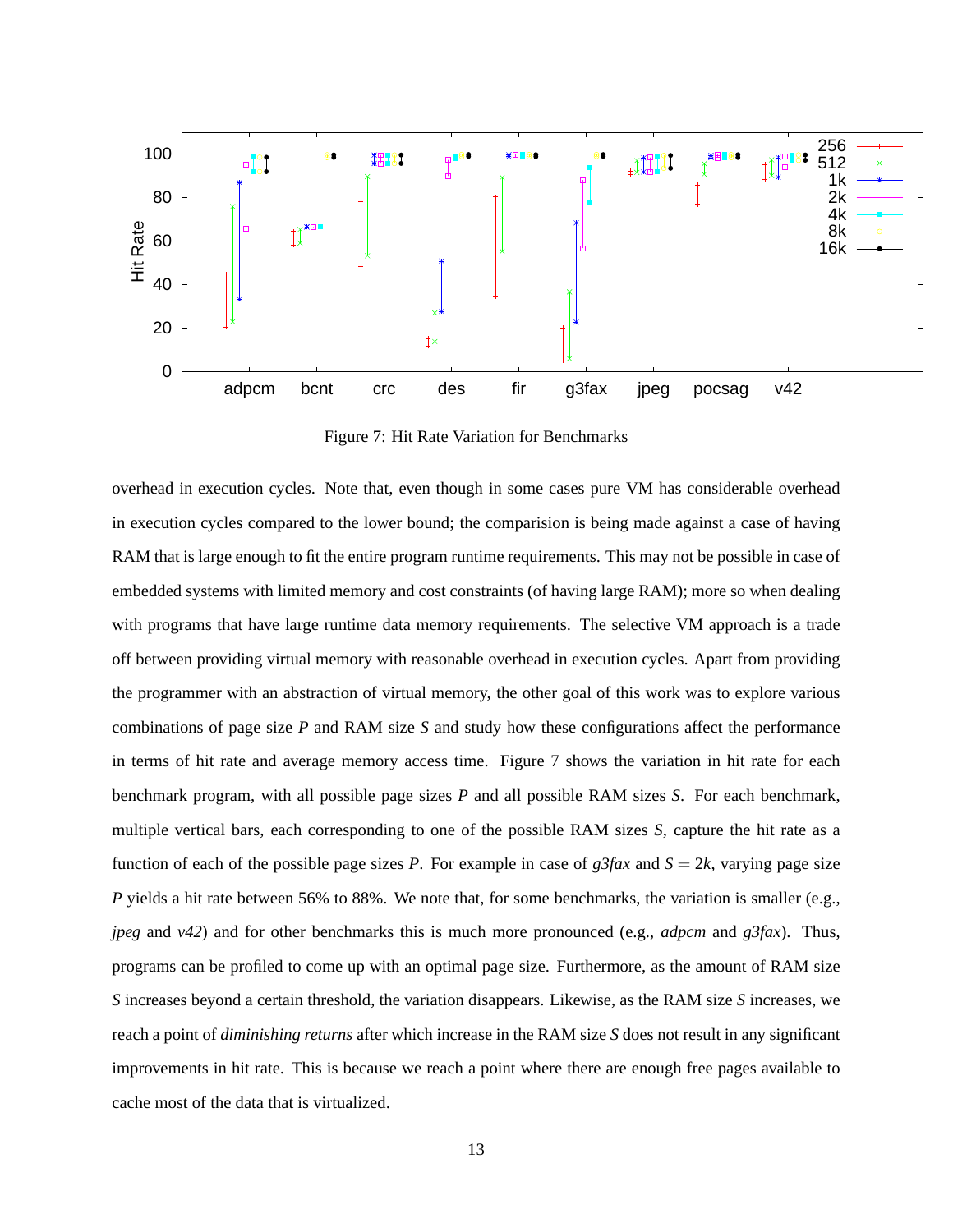Figure 7: Hit Rate Variation for Benchmarks

overhead in execution cycles. Note that, even though in some cases pure VM has considerable overhead in execution cycles compared to the lower bound; the comparision is being made against a case of having RAM that is large enough to fit the entire program runtime requirements. This may not be possible in case of embedded systems with limited memory and cost constraints (of having large RAM); more so when dealing with programs that have large runtime data memory requirements. The selective VM approach is a trade off between providing virtual memory with reasonable overhead in execution cycles. Apart from providing the programmer with an abstraction of virtual memory, the other goal of this work was to explore various combinations of page size $P$ and RAM size $S$ and study how these configurations affect the performance in terms of hit rate and average memory access time. Figure 7 shows the variation in hit rate for each benchmark program, with all possible page sizes $P$ and all possible RAM sizes $S$. For each benchmark, multiple vertical bars, each corresponding to one of the possible RAM sizes $S$, capture the hit rate as a function of each of the possible page sizes $P$. For example in case of *g3fax* and $S = 2k$, varying page size $P$ yields a hit rate between 56% to 88%. We note that, for some benchmarks, the variation is smaller (e.g., *jpeg* and *v42*) and for other benchmarks this is much more pronounced (e.g., *adpcm* and *g3fax*). Thus, programs can be profiled to come up with an optimal page size. Furthermore, as the amount of RAM size $S$ increases beyond a certain threshold, the variation disappears. Likewise, as the RAM size $S$ increases, we reach a point of *diminishing returns* after which increase in the RAM size $S$ does not result in any significant improvements in hit rate. This is because we reach a point where there are enough free pages available to cache most of the data that is virtualized.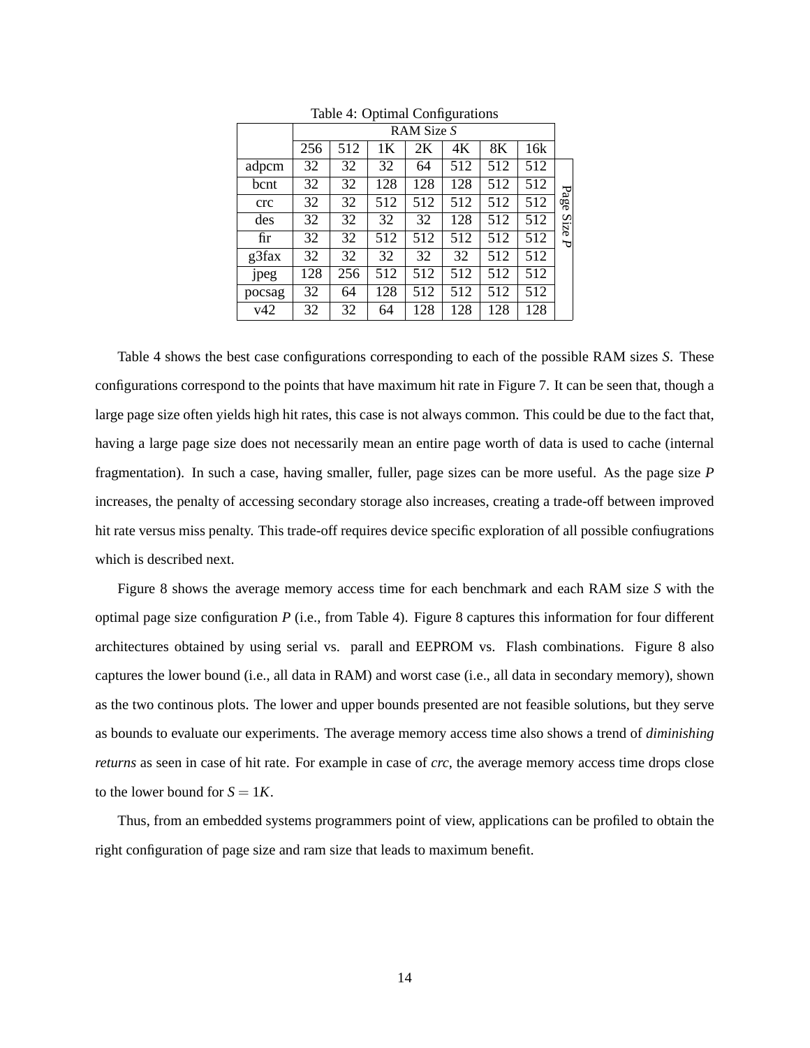Table 4: Optimal Configurations

| | RAM Size $S$ | | | | | | | |
|---|---|---|---|---|---|---|---|---|
| | 256 | 512 | 1K | 2K | 4K | 8K | 16k | |
| adpcm | 32 | 32 | 32 | 64 | 512 | 512 | 512 | Page Size $P$ |
| bcnt | 32 | 32 | 128 | 128 | 128 | 512 | 512 | |
| crc | 32 | 32 | 512 | 512 | 512 | 512 | 512 | |
| des | 32 | 32 | 32 | 32 | 128 | 512 | 512 | |
| fir | 32 | 32 | 512 | 512 | 512 | 512 | 512 | |
| g3fax | 32 | 32 | 32 | 32 | 32 | 512 | 512 | |
| jpeg | 128 | 256 | 512 | 512 | 512 | 512 | 512 | |
| pocsag | 32 | 64 | 128 | 512 | 512 | 512 | 512 | |
| v42 | 32 | 32 | 64 | 128 | 128 | 128 | 128 | |

Table 4 shows the best case configurations corresponding to each of the possible RAM sizes $S$. These configurations correspond to the points that have maximum hit rate in Figure 7. It can be seen that, though a large page size often yields high hit rates, this case is not always common. This could be due to the fact that, having a large page size does not necessarily mean an entire page worth of data is used to cache (internal fragmentation). In such a case, having smaller, fuller, page sizes can be more useful. As the page size $P$ increases, the penalty of accessing secondary storage also increases, creating a trade-off between improved hit rate versus miss penalty. This trade-off requires device specific exploration of all possible confiugrations which is described next.

Figure 8 shows the average memory access time for each benchmark and each RAM size $S$ with the optimal page size configuration $P$ (i.e., from Table 4). Figure 8 captures this information for four different architectures obtained by using serial vs. parall and EEPROM vs. Flash combinations. Figure 8 also captures the lower bound (i.e., all data in RAM) and worst case (i.e., all data in secondary memory), shown as the two continous plots. The lower and upper bounds presented are not feasible solutions, but they serve as bounds to evaluate our experiments. The average memory access time also shows a trend of *diminishing returns* as seen in case of hit rate. For example in case of *crc*, the average memory access time drops close to the lower bound for $S = 1K$.

Thus, from an embedded systems programmers point of view, applications can be profiled to obtain the right configuration of page size and ram size that leads to maximum benefit.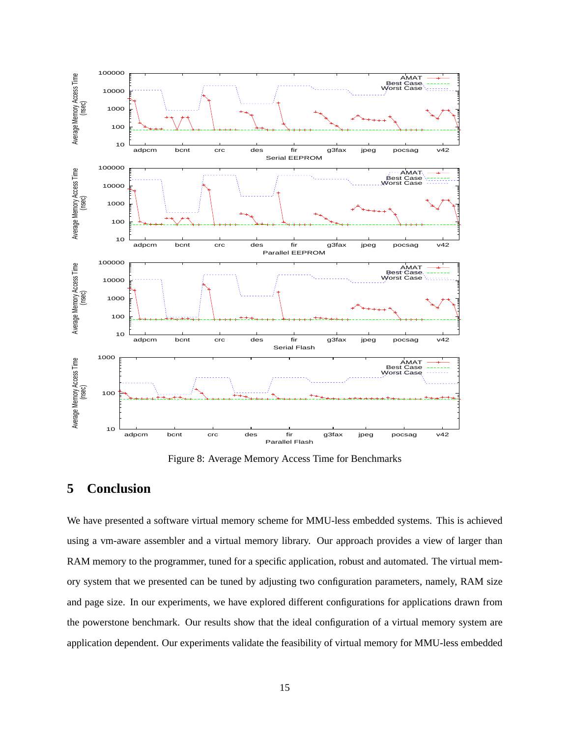Figure 8: Average Memory Access Time for Benchmarks

## 5 Conclusion

We have presented a software virtual memory scheme for MMU-less embedded systems. This is achieved using a vm-aware assembler and a virtual memory library. Our approach provides a view of larger than RAM memory to the programmer, tuned for a specific application, robust and automated. The virtual memory system that we presented can be tuned by adjusting two configuration parameters, namely, RAM size and page size. In our experiments, we have explored different configurations for applications drawn from the powerstone benchmark. Our results show that the ideal configuration of a virtual memory system are application dependent. Our experiments validate the feasibility of virtual memory for MMU-less embedded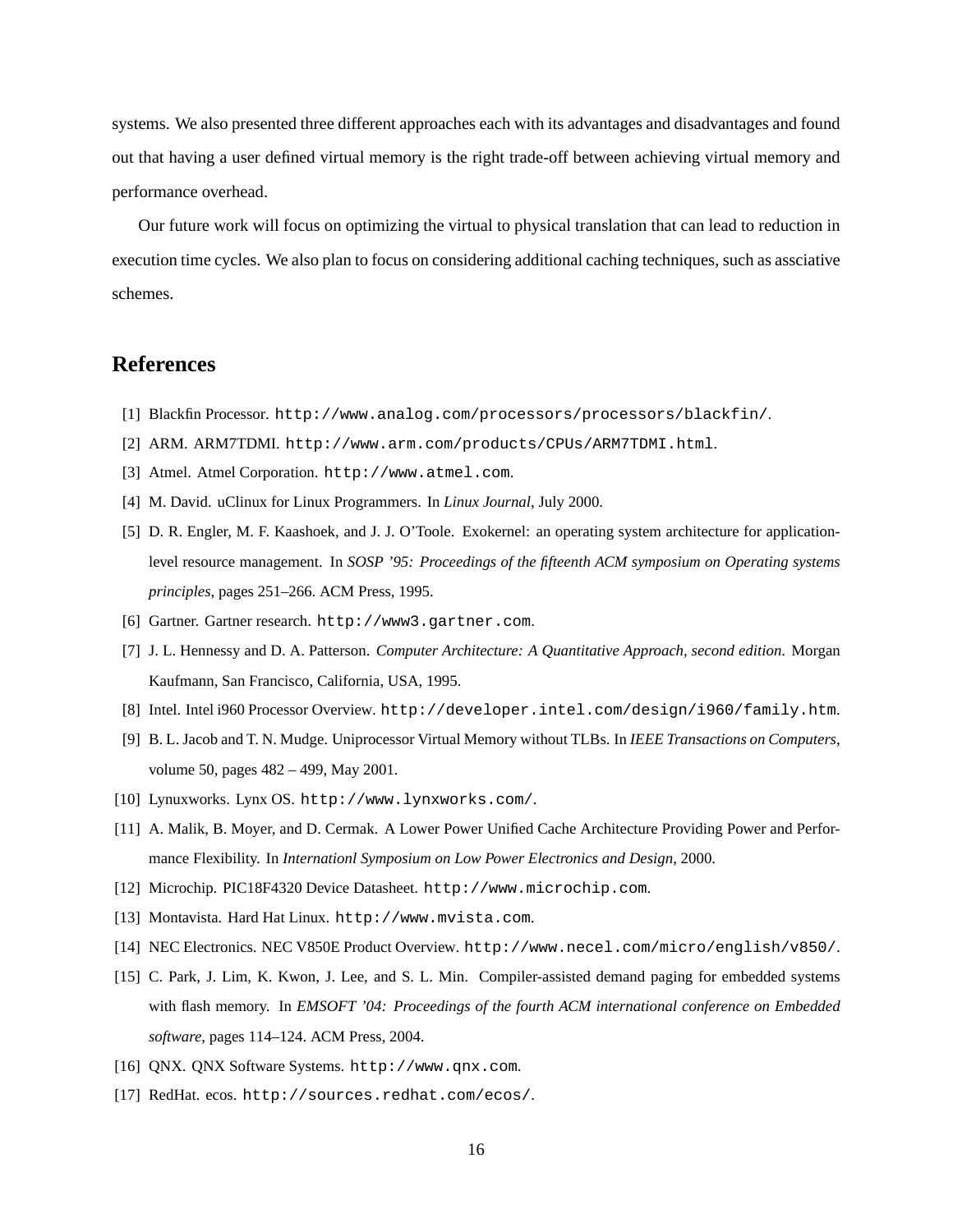systems. We also presented three different approaches each with its advantages and disadvantages and found out that having a user defined virtual memory is the right trade-off between achieving virtual memory and performance overhead.

Our future work will focus on optimizing the virtual to physical translation that can lead to reduction in execution time cycles. We also plan to focus on considering additional caching techniques, such as assciative schemes.

## References

[1] Blackfin Processor. `http://www.analog.com/processors/processors/blackfin/`.

[2] ARM. ARM7TDMI. `http://www.arm.com/products/CPUs/ARM7TDMI.html`.

[3] Atmel. Atmel Corporation. `http://www.atmel.com`.

[4] M. David. uClinux for Linux Programmers. In *Linux Journal*, July 2000.

[5] D. R. Engler, M. F. Kaashoek, and J. J. O'Toole. Exokernel: an operating system architecture for application-level resource management. In *SOSP '95: Proceedings of the fifteenth ACM symposium on Operating systems principles*, pages 251–266. ACM Press, 1995.

[6] Gartner. Gartner research. `http://www3.gartner.com`.

[7] J. L. Hennessy and D. A. Patterson. *Computer Architecture: A Quantitative Approach, second edition*. Morgan Kaufmann, San Francisco, California, USA, 1995.

[8] Intel. Intel i960 Processor Overview. `http://developer.intel.com/design/i960/family.htm`.

[9] B. L. Jacob and T. N. Mudge. Uniprocessor Virtual Memory without TLBs. In *IEEE Transactions on Computers*, volume 50, pages 482 – 499, May 2001.

[10] Lynuxworks. Lynx OS. `http://www.lynxworks.com/`.

[11] A. Malik, B. Moyer, and D. Cermak. A Lower Power Unified Cache Architecture Providing Power and Performance Flexibility. In *Internationl Symposium on Low Power Electronics and Design*, 2000.

[12] Microchip. PIC18F4320 Device Datasheet. `http://www.microchip.com`.

[13] Montavista. Hard Hat Linux. `http://www.mvista.com`.

[14] NEC Electronics. NEC V850E Product Overview. `http://www.necel.com/micro/english/v850/`.

[15] C. Park, J. Lim, K. Kwon, J. Lee, and S. L. Min. Compiler-assisted demand paging for embedded systems with flash memory. In *EMSOFT '04: Proceedings of the fourth ACM international conference on Embedded software*, pages 114–124. ACM Press, 2004.

[16] QNX. QNX Software Systems. `http://www.qnx.com`.

[17] RedHat. ecos. `http://sources.redhat.com/ecos/`.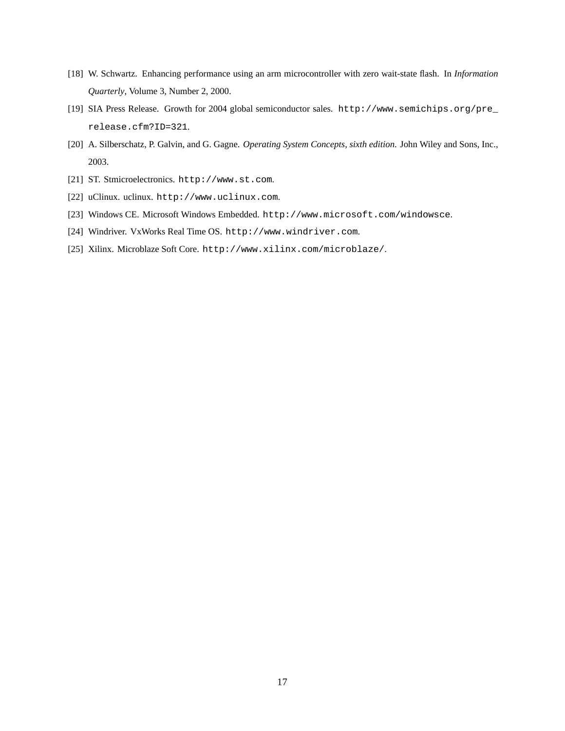[18] W. Schwartz. Enhancing performance using an arm microcontroller with zero wait-state flash. In *Information Quarterly*, Volume 3, Number 2, 2000.

[19] SIA Press Release. Growth for 2004 global semiconductor sales. `http://www.semichips.org/pre_release.cfm?ID=321`.

[20] A. Silberschatz, P. Galvin, and G. Gagne. *Operating System Concepts, sixth edition*. John Wiley and Sons, Inc., 2003.

[21] ST. Stmicroelectronics. `http://www.st.com`.

[22] uClinux. uclinux. `http://www.uclinux.com`.

[23] Windows CE. Microsoft Windows Embedded. `http://www.microsoft.com/windowsce`.

[24] Windriver. VxWorks Real Time OS. `http://www.windriver.com`.

[25] Xilinx. Microblaze Soft Core. `http://www.xilinx.com/microblaze/`.